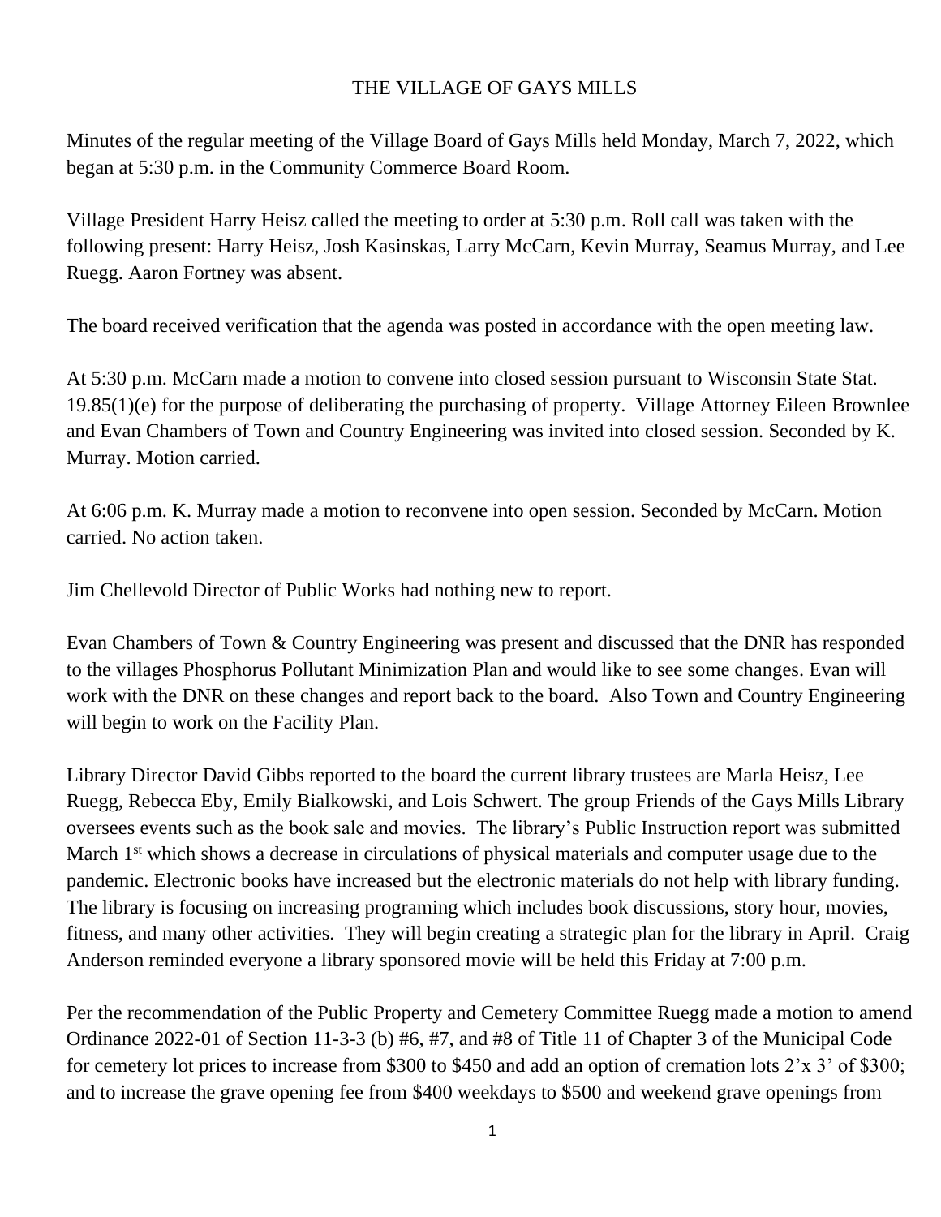THE VILLAGE OF GAYS MILLS

Minutes of the regular meeting of the Village Board of Gays Mills held Monday, March 7, 2022, which began at 5:30 p.m. in the Community Commerce Board Room.

Village President Harry Heisz called the meeting to order at 5:30 p.m. Roll call was taken with the following present: Harry Heisz, Josh Kasinskas, Larry McCarn, Kevin Murray, Seamus Murray, and Lee Ruegg. Aaron Fortney was absent.

The board received verification that the agenda was posted in accordance with the open meeting law.

At 5:30 p.m. McCarn made a motion to convene into closed session pursuant to Wisconsin State Stat. 19.85(1)(e) for the purpose of deliberating the purchasing of property. Village Attorney Eileen Brownlee and Evan Chambers of Town and Country Engineering was invited into closed session. Seconded by K. Murray. Motion carried.

At 6:06 p.m. K. Murray made a motion to reconvene into open session. Seconded by McCarn. Motion carried. No action taken.

Jim Chellevold Director of Public Works had nothing new to report.

Evan Chambers of Town & Country Engineering was present and discussed that the DNR has responded to the villages Phosphorus Pollutant Minimization Plan and would like to see some changes. Evan will work with the DNR on these changes and report back to the board. Also Town and Country Engineering will begin to work on the Facility Plan.

Library Director David Gibbs reported to the board the current library trustees are Marla Heisz, Lee Ruegg, Rebecca Eby, Emily Bialkowski, and Lois Schwert. The group Friends of the Gays Mills Library oversees events such as the book sale and movies. The library's Public Instruction report was submitted March 1st which shows a decrease in circulations of physical materials and computer usage due to the pandemic. Electronic books have increased but the electronic materials do not help with library funding. The library is focusing on increasing programing which includes book discussions, story hour, movies, fitness, and many other activities. They will begin creating a strategic plan for the library in April. Craig Anderson reminded everyone a library sponsored movie will be held this Friday at 7:00 p.m.

Per the recommendation of the Public Property and Cemetery Committee Ruegg made a motion to amend Ordinance 2022-01 of Section 11-3-3 (b) #6, #7, and #8 of Title 11 of Chapter 3 of the Municipal Code for cemetery lot prices to increase from $300 to $450 and add an option of cremation lots 2'x 3' of $300; and to increase the grave opening fee from $400 weekdays to $500 and weekend grave openings from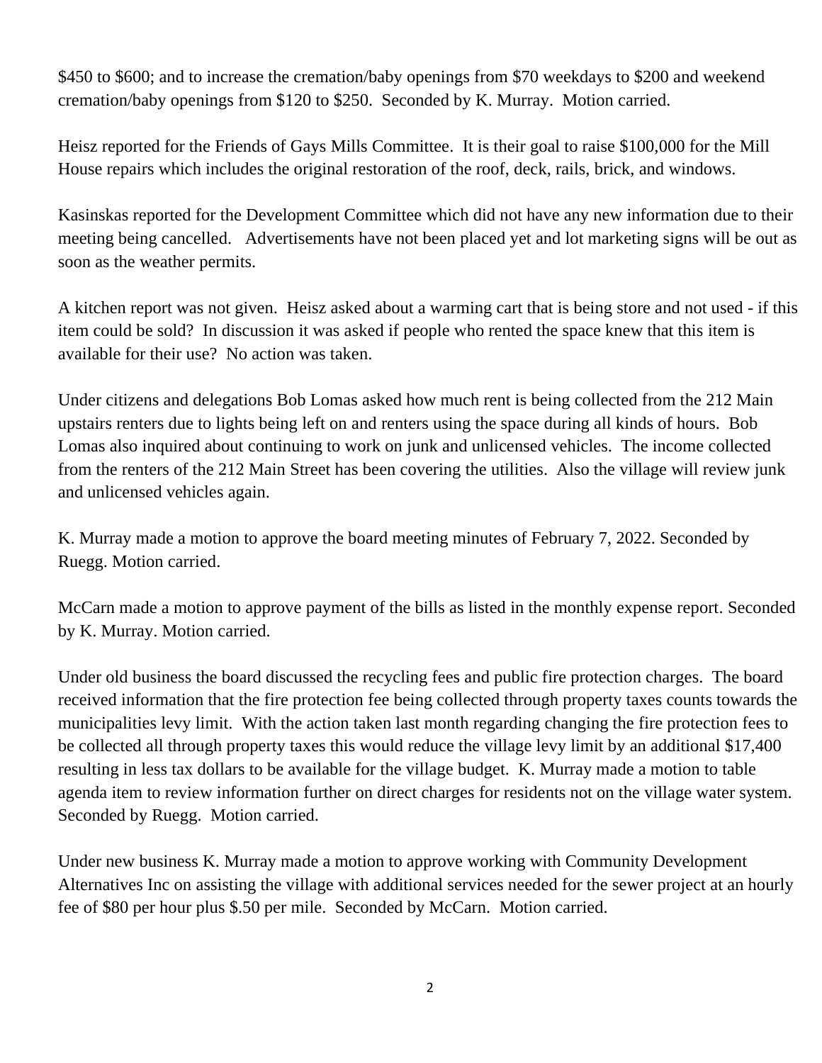$450 to $600; and to increase the cremation/baby openings from $70 weekdays to $200 and weekend cremation/baby openings from $120 to $250. Seconded by K. Murray. Motion carried.

Heisz reported for the Friends of Gays Mills Committee. It is their goal to raise $100,000 for the Mill House repairs which includes the original restoration of the roof, deck, rails, brick, and windows.

Kasinskas reported for the Development Committee which did not have any new information due to their meeting being cancelled. Advertisements have not been placed yet and lot marketing signs will be out as soon as the weather permits.

A kitchen report was not given. Heisz asked about a warming cart that is being store and not used - if this item could be sold? In discussion it was asked if people who rented the space knew that this item is available for their use? No action was taken.

Under citizens and delegations Bob Lomas asked how much rent is being collected from the 212 Main upstairs renters due to lights being left on and renters using the space during all kinds of hours. Bob Lomas also inquired about continuing to work on junk and unlicensed vehicles. The income collected from the renters of the 212 Main Street has been covering the utilities. Also the village will review junk and unlicensed vehicles again.

K. Murray made a motion to approve the board meeting minutes of February 7, 2022. Seconded by Ruegg. Motion carried.

McCarn made a motion to approve payment of the bills as listed in the monthly expense report. Seconded by K. Murray. Motion carried.

Under old business the board discussed the recycling fees and public fire protection charges. The board received information that the fire protection fee being collected through property taxes counts towards the municipalities levy limit. With the action taken last month regarding changing the fire protection fees to be collected all through property taxes this would reduce the village levy limit by an additional $17,400 resulting in less tax dollars to be available for the village budget. K. Murray made a motion to table agenda item to review information further on direct charges for residents not on the village water system. Seconded by Ruegg. Motion carried.

Under new business K. Murray made a motion to approve working with Community Development Alternatives Inc on assisting the village with additional services needed for the sewer project at an hourly fee of $80 per hour plus $.50 per mile. Seconded by McCarn. Motion carried.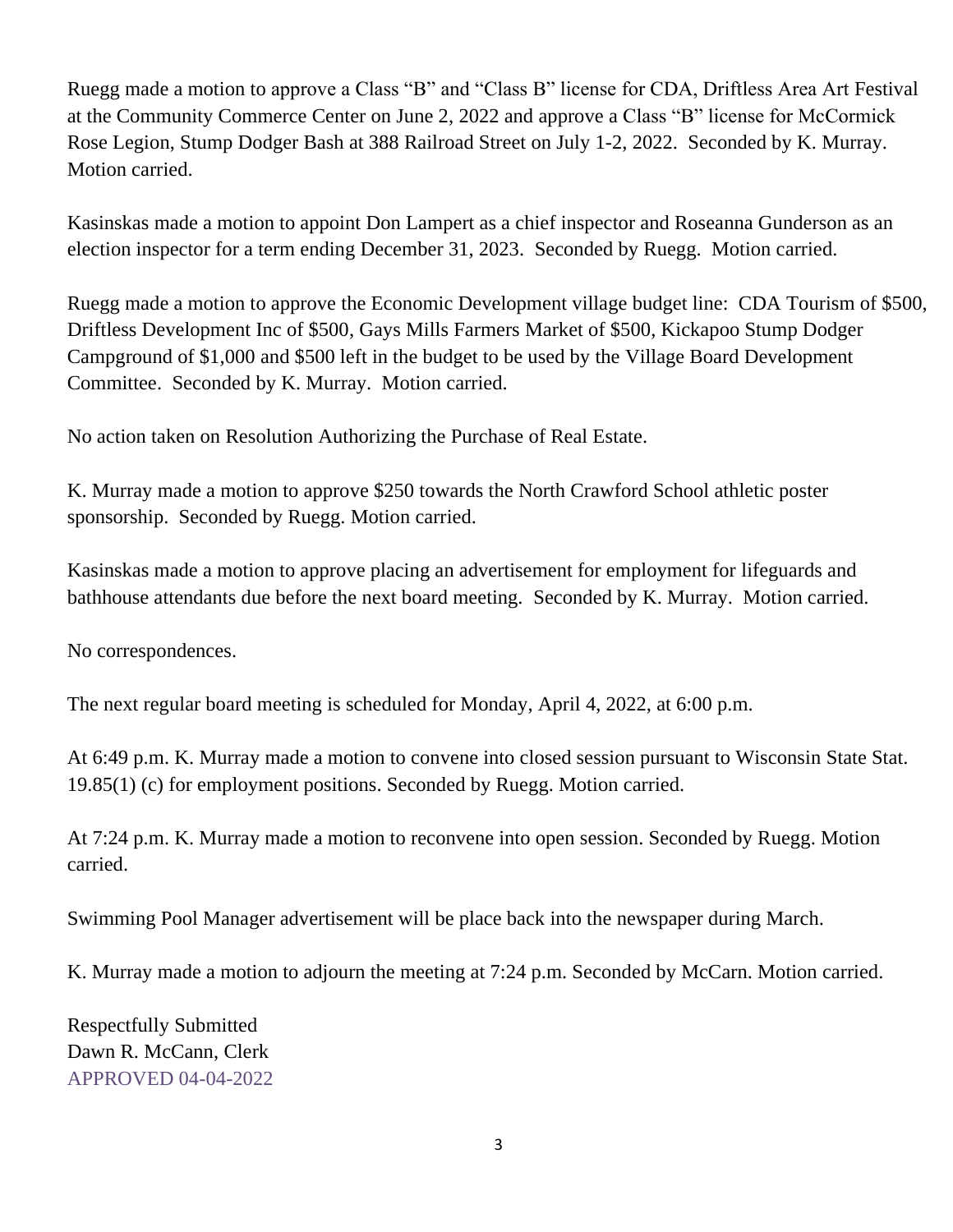Ruegg made a motion to approve a Class "B" and "Class B" license for CDA, Driftless Area Art Festival at the Community Commerce Center on June 2, 2022 and approve a Class "B" license for McCormick Rose Legion, Stump Dodger Bash at 388 Railroad Street on July 1-2, 2022. Seconded by K. Murray. Motion carried.

Kasinskas made a motion to appoint Don Lampert as a chief inspector and Roseanna Gunderson as an election inspector for a term ending December 31, 2023. Seconded by Ruegg. Motion carried.

Ruegg made a motion to approve the Economic Development village budget line: CDA Tourism of $500, Driftless Development Inc of $500, Gays Mills Farmers Market of $500, Kickapoo Stump Dodger Campground of $1,000 and $500 left in the budget to be used by the Village Board Development Committee. Seconded by K. Murray. Motion carried.

No action taken on Resolution Authorizing the Purchase of Real Estate.

K. Murray made a motion to approve $250 towards the North Crawford School athletic poster sponsorship. Seconded by Ruegg. Motion carried.

Kasinskas made a motion to approve placing an advertisement for employment for lifeguards and bathhouse attendants due before the next board meeting. Seconded by K. Murray. Motion carried.

No correspondences.

The next regular board meeting is scheduled for Monday, April 4, 2022, at 6:00 p.m.

At 6:49 p.m. K. Murray made a motion to convene into closed session pursuant to Wisconsin State Stat. 19.85(1) (c) for employment positions. Seconded by Ruegg. Motion carried.

At 7:24 p.m. K. Murray made a motion to reconvene into open session. Seconded by Ruegg. Motion carried.

Swimming Pool Manager advertisement will be place back into the newspaper during March.

K. Murray made a motion to adjourn the meeting at 7:24 p.m. Seconded by McCarn. Motion carried.

Respectfully Submitted  
Dawn R. McCann, Clerk  
APPROVED 04-04-2022